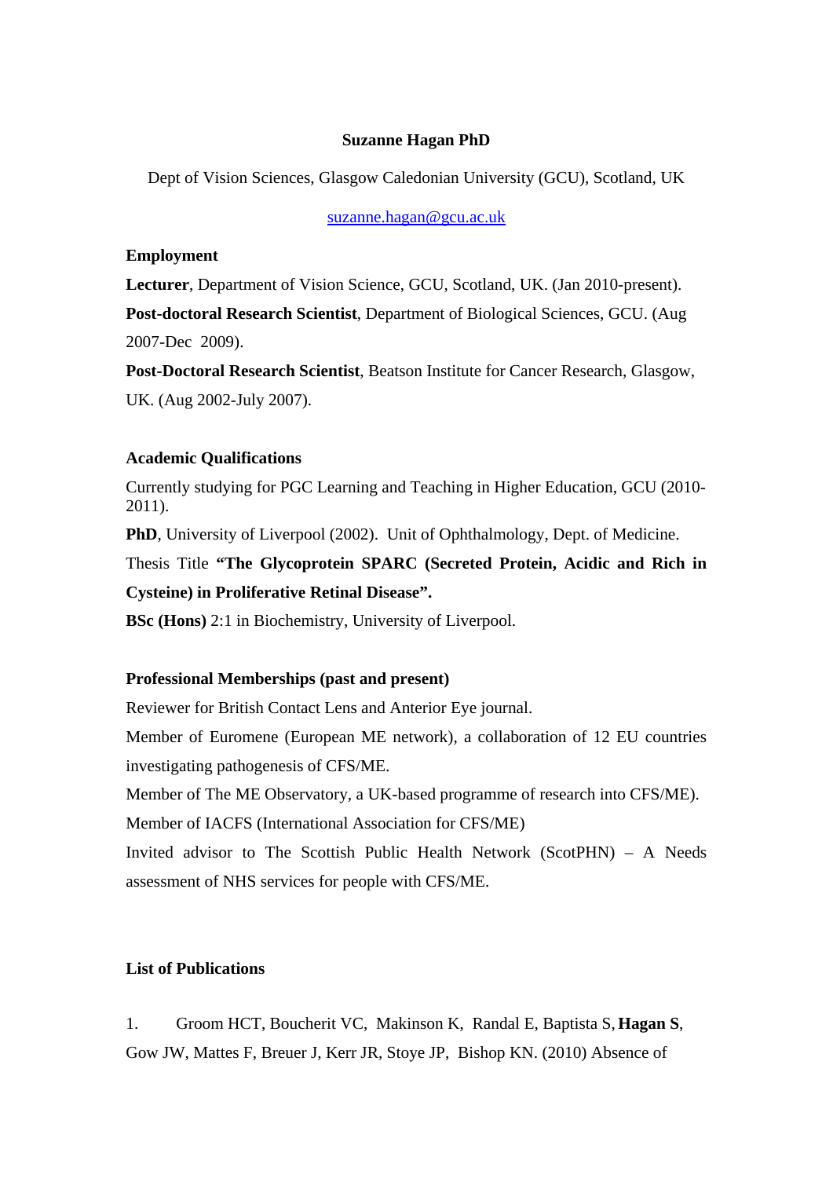# Suzanne Hagan PhD

Dept of Vision Sciences, Glasgow Caledonian University (GCU), Scotland, UK

suzanne.hagan@gcu.ac.uk

## Employment

**Lecturer**, Department of Vision Science, GCU, Scotland, UK. (Jan 2010-present).

**Post-doctoral Research Scientist**, Department of Biological Sciences, GCU. (Aug 2007-Dec 2009).

**Post-Doctoral Research Scientist**, Beatson Institute for Cancer Research, Glasgow, UK. (Aug 2002-July 2007).

## Academic Qualifications

Currently studying for PGC Learning and Teaching in Higher Education, GCU (2010-2011).

**PhD**, University of Liverpool (2002). Unit of Ophthalmology, Dept. of Medicine.

Thesis Title **"The Glycoprotein SPARC (Secreted Protein, Acidic and Rich in Cysteine) in Proliferative Retinal Disease".**

**BSc (Hons)** 2:1 in Biochemistry, University of Liverpool.

## Professional Memberships (past and present)

Reviewer for British Contact Lens and Anterior Eye journal.

Member of Euromene (European ME network), a collaboration of 12 EU countries investigating pathogenesis of CFS/ME.

Member of The ME Observatory, a UK-based programme of research into CFS/ME).

Member of IACFS (International Association for CFS/ME)

Invited advisor to The Scottish Public Health Network (ScotPHN) – A Needs assessment of NHS services for people with CFS/ME.

## List of Publications

1. Groom HCT, Boucherit VC, Makinson K, Randal E, Baptista S, **Hagan S**, Gow JW, Mattes F, Breuer J, Kerr JR, Stoye JP, Bishop KN. (2010) Absence of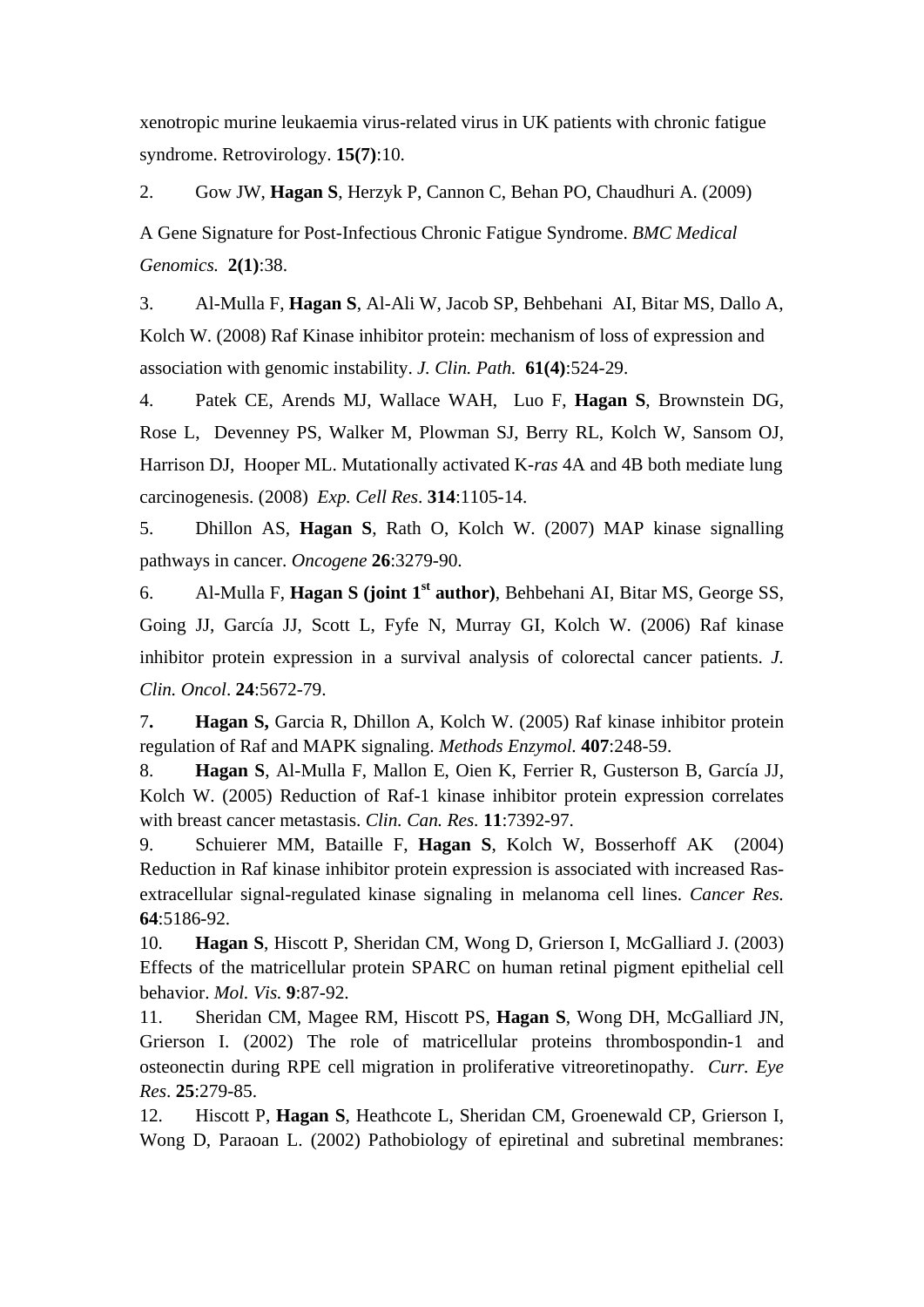xenotropic murine leukaemia virus-related virus in UK patients with chronic fatigue syndrome. Retrovirology. **15(7)**:10.

2. Gow JW, **Hagan S**, Herzyk P, Cannon C, Behan PO, Chaudhuri A. (2009) A Gene Signature for Post-Infectious Chronic Fatigue Syndrome. *BMC Medical Genomics.* **2(1)**:38.

3. Al-Mulla F, **Hagan S**, Al-Ali W, Jacob SP, Behbehani AI, Bitar MS, Dallo A, Kolch W. (2008) Raf Kinase inhibitor protein: mechanism of loss of expression and association with genomic instability. *J. Clin. Path.* **61(4)**:524-29.

4. Patek CE, Arends MJ, Wallace WAH, Luo F, **Hagan S**, Brownstein DG, Rose L, Devenney PS, Walker M, Plowman SJ, Berry RL, Kolch W, Sansom OJ, Harrison DJ, Hooper ML. Mutationally activated K-*ras* 4A and 4B both mediate lung carcinogenesis. (2008) *Exp. Cell Res*. **314**:1105-14.

5. Dhillon AS, **Hagan S**, Rath O, Kolch W. (2007) MAP kinase signalling pathways in cancer. *Oncogene* **26**:3279-90.

6. Al-Mulla F, **Hagan S (joint 1st author)**, Behbehani AI, Bitar MS, George SS, Going JJ, García JJ, Scott L, Fyfe N, Murray GI, Kolch W. (2006) Raf kinase inhibitor protein expression in a survival analysis of colorectal cancer patients. *J. Clin. Oncol*. **24**:5672-79.

7. **Hagan S,** Garcia R, Dhillon A, Kolch W. (2005) Raf kinase inhibitor protein regulation of Raf and MAPK signaling. *Methods Enzymol.* **407**:248-59.

8. **Hagan S**, Al-Mulla F, Mallon E, Oien K, Ferrier R, Gusterson B, García JJ, Kolch W. (2005) Reduction of Raf-1 kinase inhibitor protein expression correlates with breast cancer metastasis. *Clin. Can. Res.* **11**:7392-97.

9. Schuierer MM, Bataille F, **Hagan S**, Kolch W, Bosserhoff AK (2004) Reduction in Raf kinase inhibitor protein expression is associated with increased Ras-extracellular signal-regulated kinase signaling in melanoma cell lines. *Cancer Res.* **64**:5186-92.

10. **Hagan S**, Hiscott P, Sheridan CM, Wong D, Grierson I, McGalliard J. (2003) Effects of the matricellular protein SPARC on human retinal pigment epithelial cell behavior. *Mol. Vis.* **9**:87-92.

11. Sheridan CM, Magee RM, Hiscott PS, **Hagan S**, Wong DH, McGalliard JN, Grierson I. (2002) The role of matricellular proteins thrombospondin-1 and osteonectin during RPE cell migration in proliferative vitreoretinopathy. *Curr. Eye Res*. **25**:279-85.

12. Hiscott P, **Hagan S**, Heathcote L, Sheridan CM, Groenewald CP, Grierson I, Wong D, Paraoan L. (2002) Pathobiology of epiretinal and subretinal membranes: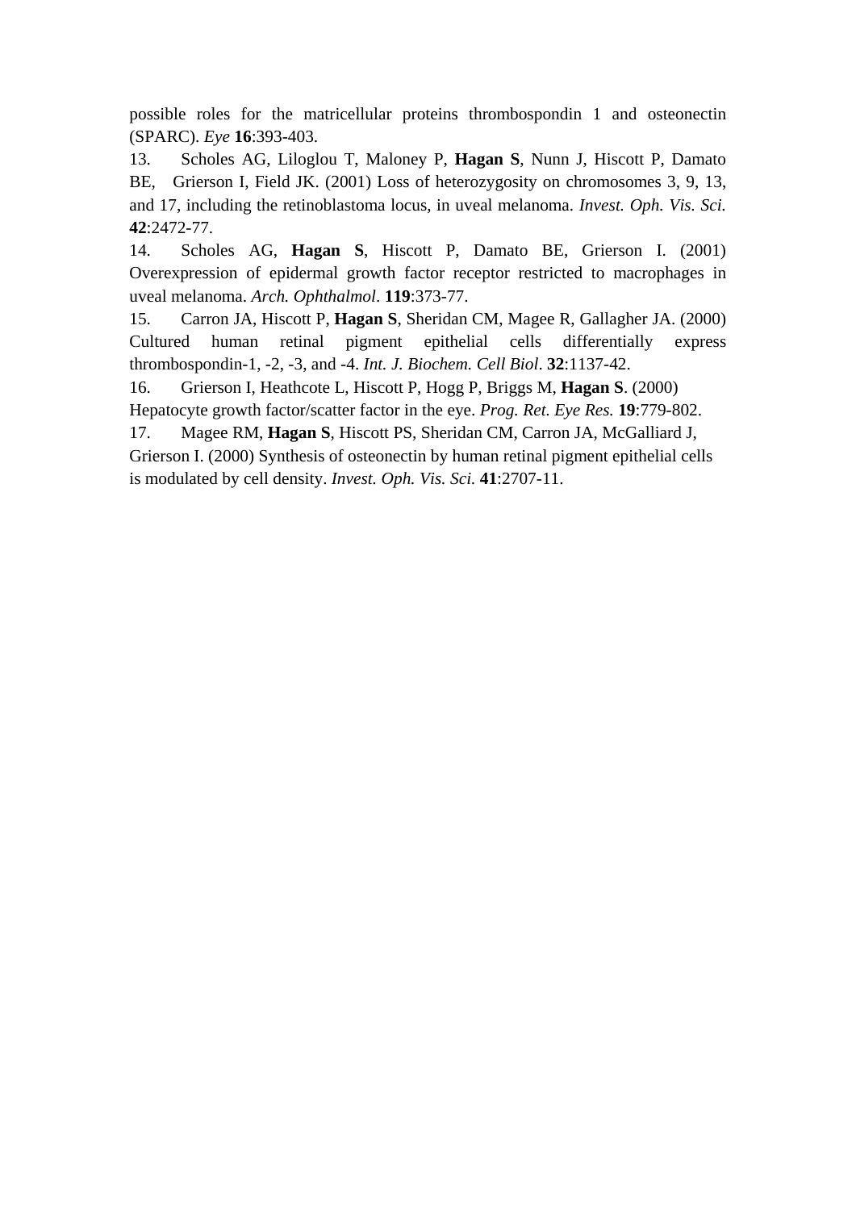possible roles for the matricellular proteins thrombospondin 1 and osteonectin (SPARC). *Eye* **16**:393-403.

13. Scholes AG, Liloglou T, Maloney P, **Hagan S**, Nunn J, Hiscott P, Damato BE, Grierson I, Field JK. (2001) Loss of heterozygosity on chromosomes 3, 9, 13, and 17, including the retinoblastoma locus, in uveal melanoma. *Invest. Oph. Vis. Sci.* **42**:2472-77.

14. Scholes AG, **Hagan S**, Hiscott P, Damato BE, Grierson I. (2001) Overexpression of epidermal growth factor receptor restricted to macrophages in uveal melanoma. *Arch. Ophthalmol*. **119**:373-77.

15. Carron JA, Hiscott P, **Hagan S**, Sheridan CM, Magee R, Gallagher JA. (2000) Cultured human retinal pigment epithelial cells differentially express thrombospondin-1, -2, -3, and -4. *Int. J. Biochem. Cell Biol*. **32**:1137-42.

16. Grierson I, Heathcote L, Hiscott P, Hogg P, Briggs M, **Hagan S**. (2000) Hepatocyte growth factor/scatter factor in the eye. *Prog. Ret. Eye Res.* **19**:779-802.

17. Magee RM, **Hagan S**, Hiscott PS, Sheridan CM, Carron JA, McGalliard J, Grierson I. (2000) Synthesis of osteonectin by human retinal pigment epithelial cells is modulated by cell density. *Invest. Oph. Vis. Sci.* **41**:2707-11.